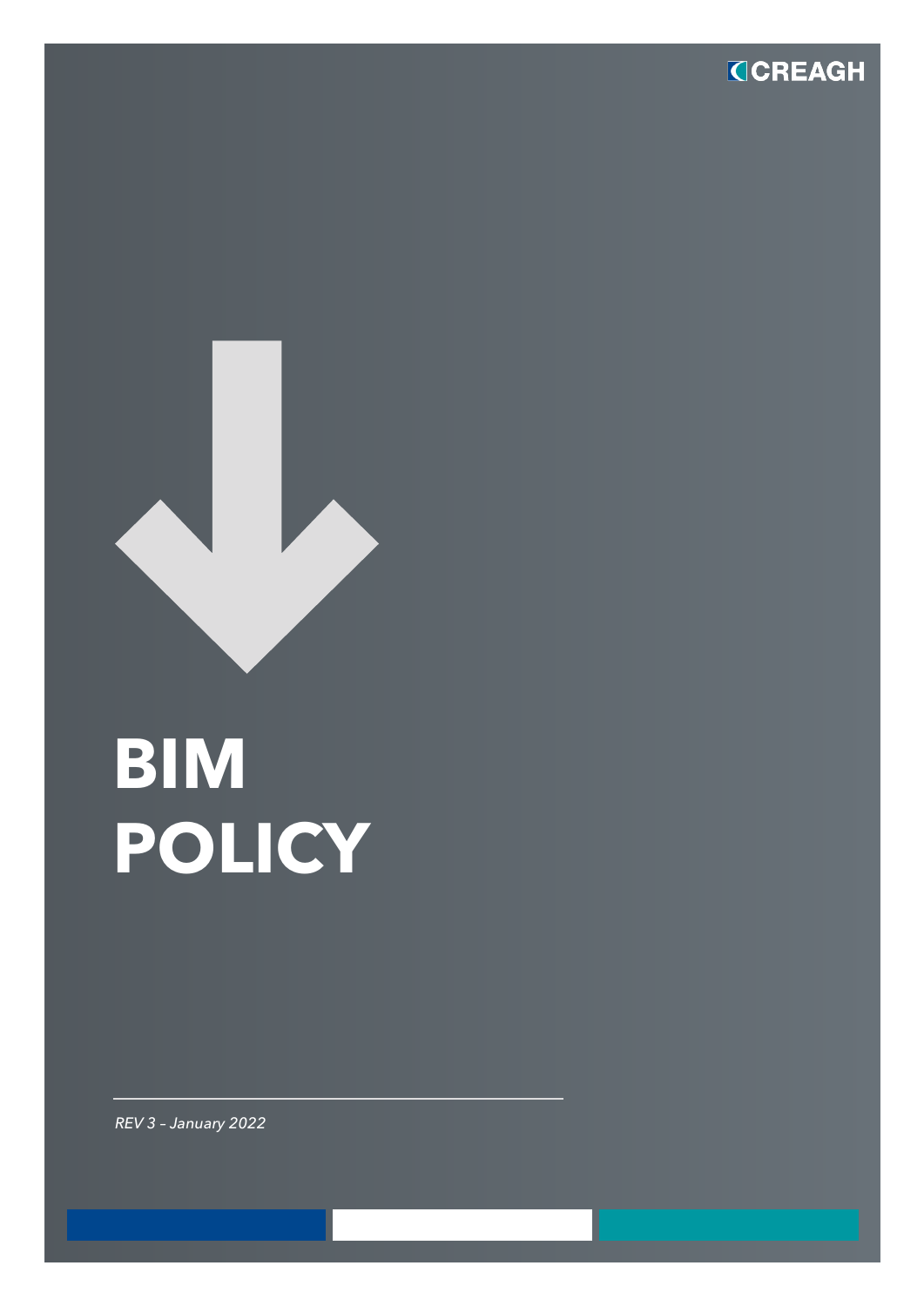CREAGH

# BIM POLICY

*REV 3 – January 2022*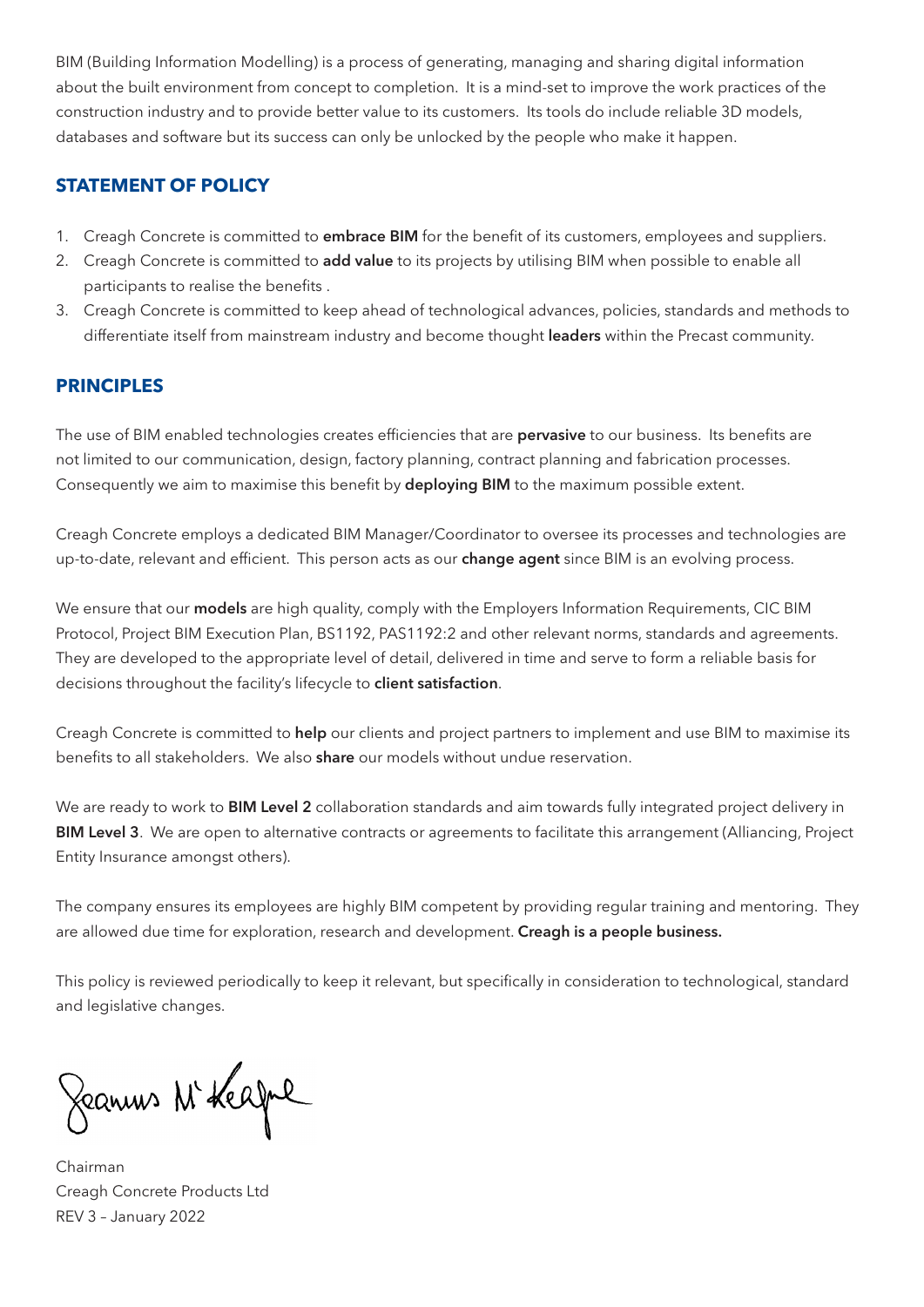BIM (Building Information Modelling) is a process of generating, managing and sharing digital information about the built environment from concept to completion. It is a mind-set to improve the work practices of the construction industry and to provide better value to its customers. Its tools do include reliable 3D models, databases and software but its success can only be unlocked by the people who make it happen.

## STATEMENT OF POLICY

1. Creagh Concrete is committed to **embrace BIM** for the benefit of its customers, employees and suppliers.
2. Creagh Concrete is committed to **add value** to its projects by utilising BIM when possible to enable all participants to realise the benefits .
3. Creagh Concrete is committed to keep ahead of technological advances, policies, standards and methods to differentiate itself from mainstream industry and become thought **leaders** within the Precast community.

## PRINCIPLES

The use of BIM enabled technologies creates efficiencies that are **pervasive** to our business. Its benefits are not limited to our communication, design, factory planning, contract planning and fabrication processes. Consequently we aim to maximise this benefit by **deploying BIM** to the maximum possible extent.

Creagh Concrete employs a dedicated BIM Manager/Coordinator to oversee its processes and technologies are up-to-date, relevant and efficient. This person acts as our **change agent** since BIM is an evolving process.

We ensure that our **models** are high quality, comply with the Employers Information Requirements, CIC BIM Protocol, Project BIM Execution Plan, BS1192, PAS1192:2 and other relevant norms, standards and agreements. They are developed to the appropriate level of detail, delivered in time and serve to form a reliable basis for decisions throughout the facility's lifecycle to **client satisfaction**.

Creagh Concrete is committed to **help** our clients and project partners to implement and use BIM to maximise its benefits to all stakeholders. We also **share** our models without undue reservation.

We are ready to work to **BIM Level 2** collaboration standards and aim towards fully integrated project delivery in **BIM Level 3**. We are open to alternative contracts or agreements to facilitate this arrangement (Alliancing, Project Entity Insurance amongst others).

The company ensures its employees are highly BIM competent by providing regular training and mentoring. They are allowed due time for exploration, research and development. **Creagh is a people business.**

This policy is reviewed periodically to keep it relevant, but specifically in consideration to technological, standard and legislative changes.

Seamus McKeague

Chairman
Creagh Concrete Products Ltd
REV 3 – January 2022